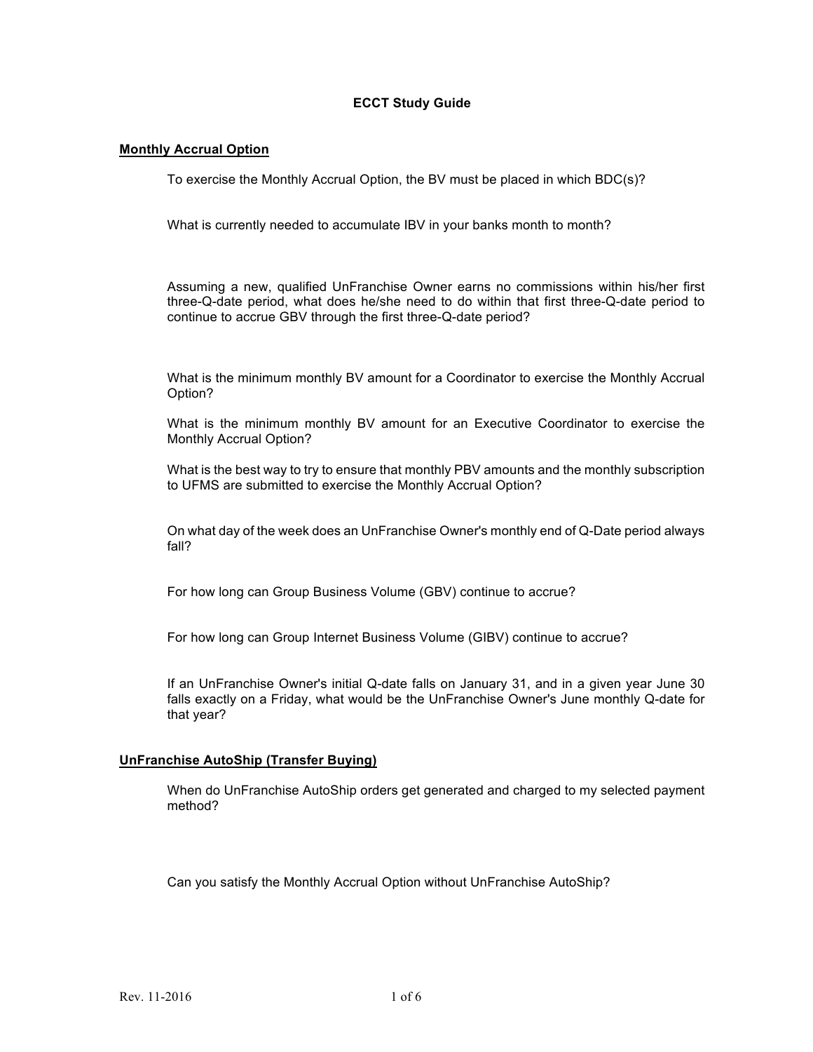# ECCT Study Guide

## Monthly Accrual Option

To exercise the Monthly Accrual Option, the BV must be placed in which BDC(s)?

What is currently needed to accumulate IBV in your banks month to month?

Assuming a new, qualified UnFranchise Owner earns no commissions within his/her first three-Q-date period, what does he/she need to do within that first three-Q-date period to continue to accrue GBV through the first three-Q-date period?

What is the minimum monthly BV amount for a Coordinator to exercise the Monthly Accrual Option?

What is the minimum monthly BV amount for an Executive Coordinator to exercise the Monthly Accrual Option?

What is the best way to try to ensure that monthly PBV amounts and the monthly subscription to UFMS are submitted to exercise the Monthly Accrual Option?

On what day of the week does an UnFranchise Owner's monthly end of Q-Date period always fall?

For how long can Group Business Volume (GBV) continue to accrue?

For how long can Group Internet Business Volume (GIBV) continue to accrue?

If an UnFranchise Owner's initial Q-date falls on January 31, and in a given year June 30 falls exactly on a Friday, what would be the UnFranchise Owner's June monthly Q-date for that year?

## UnFranchise AutoShip (Transfer Buying)

When do UnFranchise AutoShip orders get generated and charged to my selected payment method?

Can you satisfy the Monthly Accrual Option without UnFranchise AutoShip?

Rev. 11-2016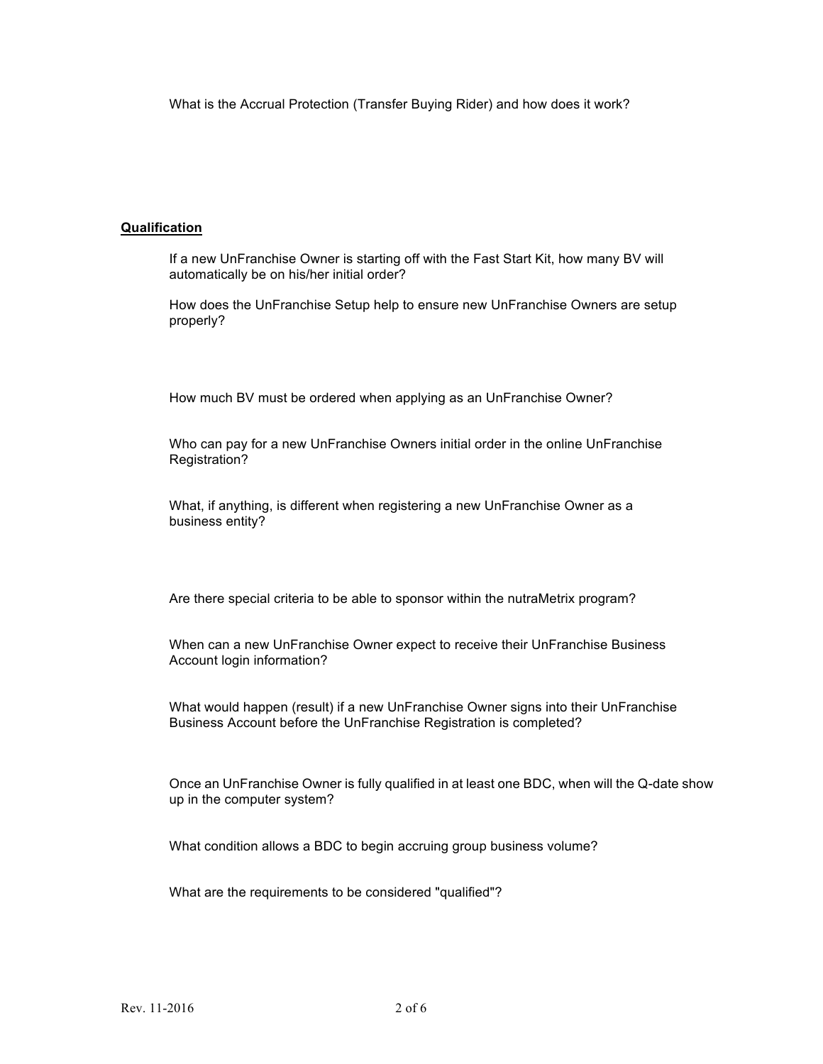What is the Accrual Protection (Transfer Buying Rider) and how does it work?

**Qualification**

If a new UnFranchise Owner is starting off with the Fast Start Kit, how many BV will automatically be on his/her initial order?

How does the UnFranchise Setup help to ensure new UnFranchise Owners are setup properly?

How much BV must be ordered when applying as an UnFranchise Owner?

Who can pay for a new UnFranchise Owners initial order in the online UnFranchise Registration?

What, if anything, is different when registering a new UnFranchise Owner as a business entity?

Are there special criteria to be able to sponsor within the nutraMetrix program?

When can a new UnFranchise Owner expect to receive their UnFranchise Business Account login information?

What would happen (result) if a new UnFranchise Owner signs into their UnFranchise Business Account before the UnFranchise Registration is completed?

Once an UnFranchise Owner is fully qualified in at least one BDC, when will the Q-date show up in the computer system?

What condition allows a BDC to begin accruing group business volume?

What are the requirements to be considered "qualified"?

Rev. 11-2016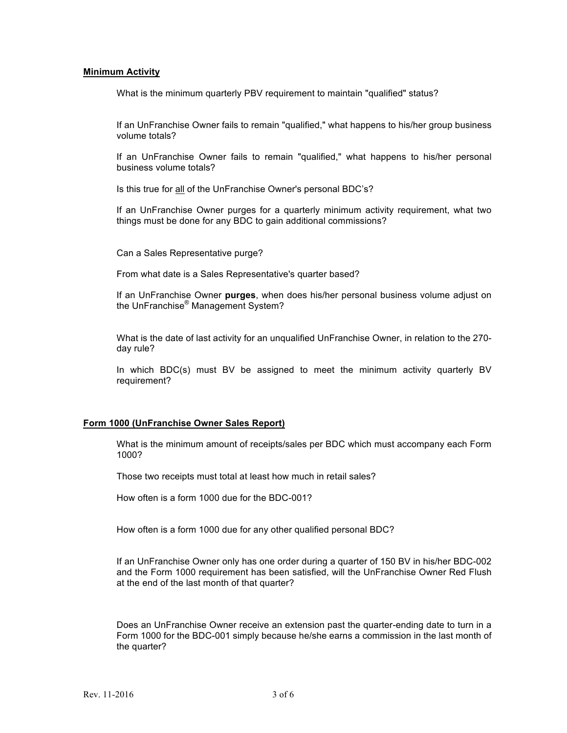## **Minimum Activity**

What is the minimum quarterly PBV requirement to maintain "qualified" status?

If an UnFranchise Owner fails to remain "qualified," what happens to his/her group business volume totals?

If an UnFranchise Owner fails to remain "qualified," what happens to his/her personal business volume totals?

Is this true for <u>all</u> of the UnFranchise Owner's personal BDC's?

If an UnFranchise Owner purges for a quarterly minimum activity requirement, what two things must be done for any BDC to gain additional commissions?

Can a Sales Representative purge?

From what date is a Sales Representative's quarter based?

If an UnFranchise Owner **purges**, when does his/her personal business volume adjust on the UnFranchise® Management System?

What is the date of last activity for an unqualified UnFranchise Owner, in relation to the 270-day rule?

In which BDC(s) must BV be assigned to meet the minimum activity quarterly BV requirement?

## **Form 1000 (UnFranchise Owner Sales Report)**

What is the minimum amount of receipts/sales per BDC which must accompany each Form 1000?

Those two receipts must total at least how much in retail sales?

How often is a form 1000 due for the BDC-001?

How often is a form 1000 due for any other qualified personal BDC?

If an UnFranchise Owner only has one order during a quarter of 150 BV in his/her BDC-002 and the Form 1000 requirement has been satisfied, will the UnFranchise Owner Red Flush at the end of the last month of that quarter?

Does an UnFranchise Owner receive an extension past the quarter-ending date to turn in a Form 1000 for the BDC-001 simply because he/she earns a commission in the last month of the quarter?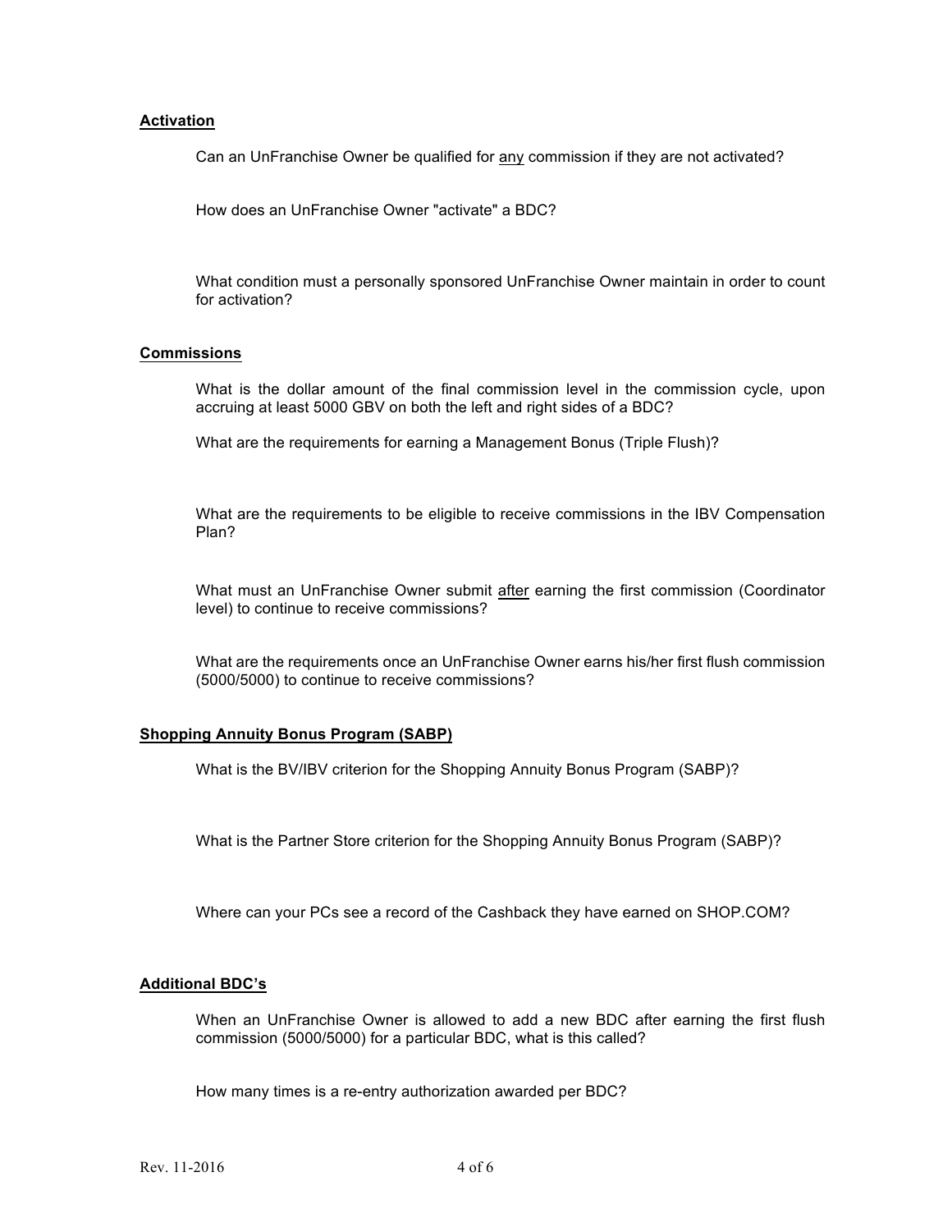## Activation

Can an UnFranchise Owner be qualified for <u>any</u> commission if they are not activated?

How does an UnFranchise Owner "activate" a BDC?

What condition must a personally sponsored UnFranchise Owner maintain in order to count for activation?

## Commissions

What is the dollar amount of the final commission level in the commission cycle, upon accruing at least 5000 GBV on both the left and right sides of a BDC?

What are the requirements for earning a Management Bonus (Triple Flush)?

What are the requirements to be eligible to receive commissions in the IBV Compensation Plan?

What must an UnFranchise Owner submit <u>after</u> earning the first commission (Coordinator level) to continue to receive commissions?

What are the requirements once an UnFranchise Owner earns his/her first flush commission (5000/5000) to continue to receive commissions?

## Shopping Annuity Bonus Program (SABP)

What is the BV/IBV criterion for the Shopping Annuity Bonus Program (SABP)?

What is the Partner Store criterion for the Shopping Annuity Bonus Program (SABP)?

Where can your PCs see a record of the Cashback they have earned on SHOP.COM?

## Additional BDC's

When an UnFranchise Owner is allowed to add a new BDC after earning the first flush commission (5000/5000) for a particular BDC, what is this called?

How many times is a re-entry authorization awarded per BDC?

Rev. 11-2016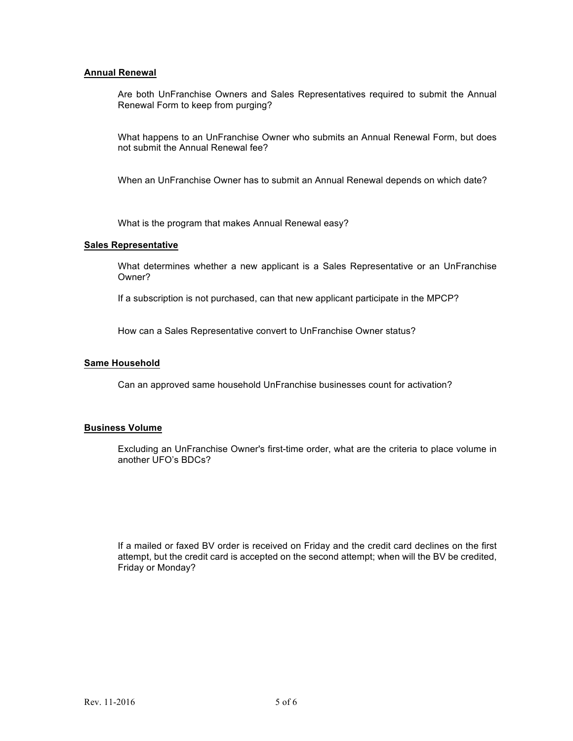**Annual Renewal**

Are both UnFranchise Owners and Sales Representatives required to submit the Annual Renewal Form to keep from purging?

What happens to an UnFranchise Owner who submits an Annual Renewal Form, but does not submit the Annual Renewal fee?

When an UnFranchise Owner has to submit an Annual Renewal depends on which date?

What is the program that makes Annual Renewal easy?

**Sales Representative**

What determines whether a new applicant is a Sales Representative or an UnFranchise Owner?

If a subscription is not purchased, can that new applicant participate in the MPCP?

How can a Sales Representative convert to UnFranchise Owner status?

**Same Household**

Can an approved same household UnFranchise businesses count for activation?

**Business Volume**

Excluding an UnFranchise Owner's first-time order, what are the criteria to place volume in another UFO's BDCs?

If a mailed or faxed BV order is received on Friday and the credit card declines on the first attempt, but the credit card is accepted on the second attempt; when will the BV be credited, Friday or Monday?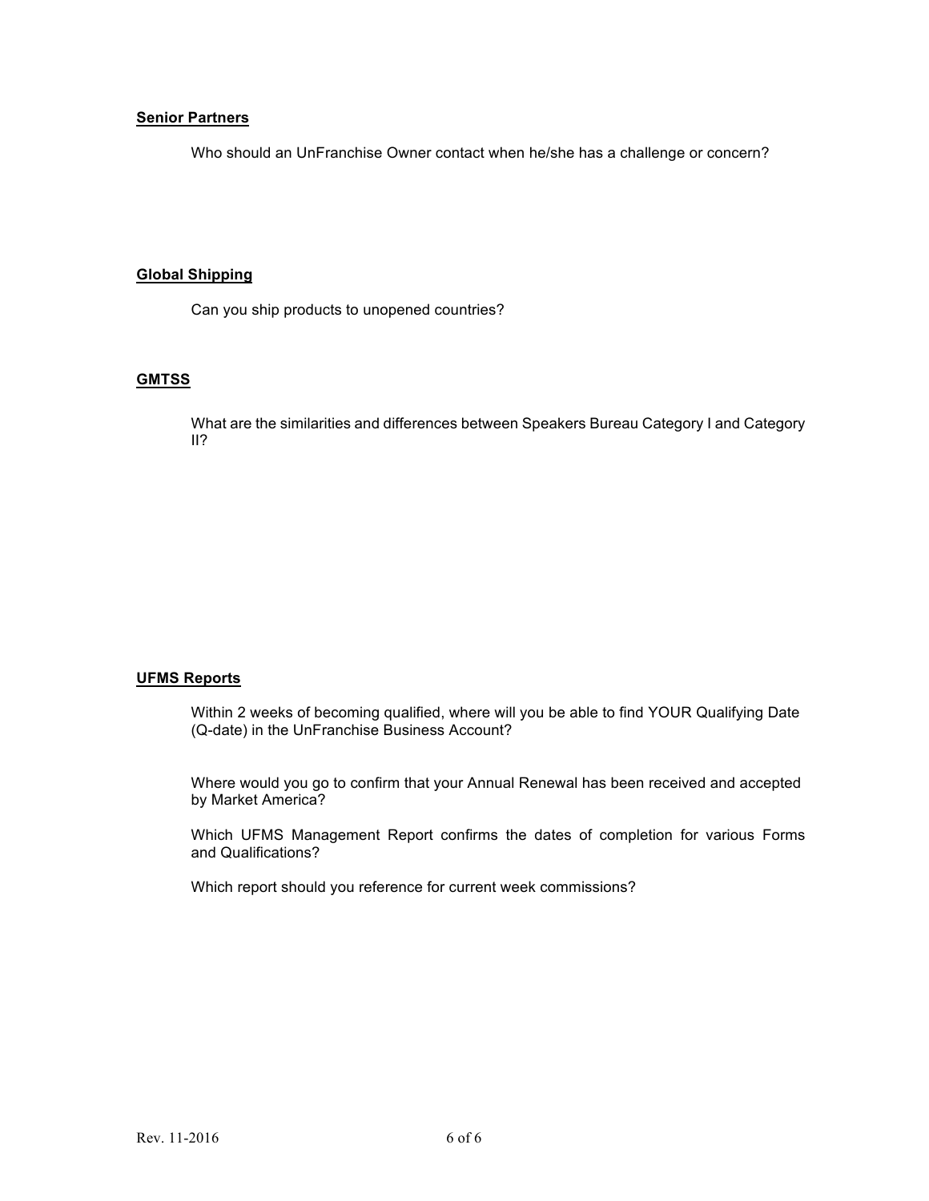**Senior Partners**

Who should an UnFranchise Owner contact when he/she has a challenge or concern?

**Global Shipping**

Can you ship products to unopened countries?

**GMTSS**

What are the similarities and differences between Speakers Bureau Category I and Category II?

**UFMS Reports**

Within 2 weeks of becoming qualified, where will you be able to find YOUR Qualifying Date (Q-date) in the UnFranchise Business Account?

Where would you go to confirm that your Annual Renewal has been received and accepted by Market America?

Which UFMS Management Report confirms the dates of completion for various Forms and Qualifications?

Which report should you reference for current week commissions?

Rev. 11-2016